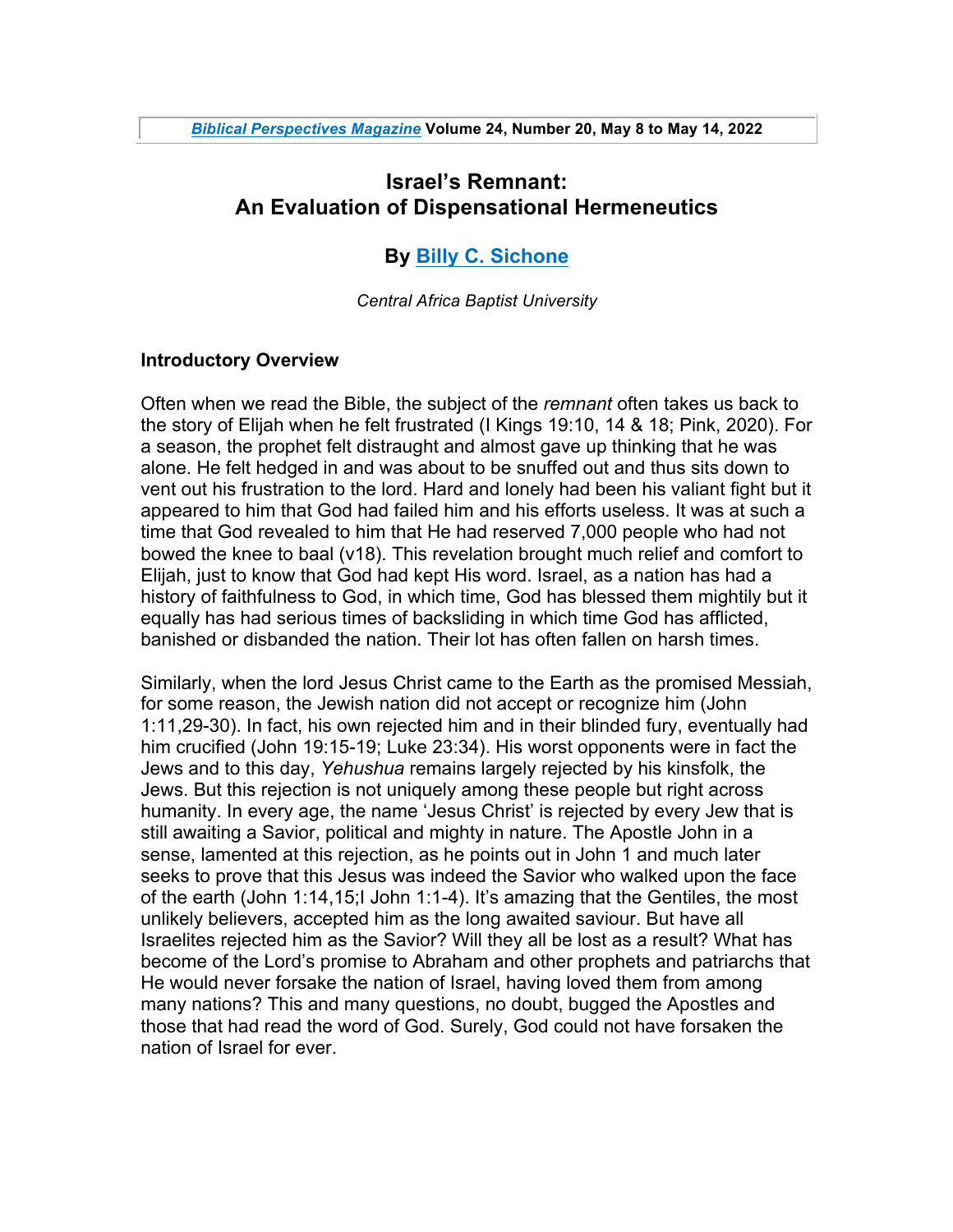# Israel's Remnant: An Evaluation of Dispensational Hermeneutics

**By Billy C. Sichone**

*Central Africa Baptist University*

### Introductory Overview

Often when we read the Bible, the subject of the *remnant* often takes us back to the story of Elijah when he felt frustrated (I Kings 19:10, 14 & 18; Pink, 2020). For a season, the prophet felt distraught and almost gave up thinking that he was alone. He felt hedged in and was about to be snuffed out and thus sits down to vent out his frustration to the lord. Hard and lonely had been his valiant fight but it appeared to him that God had failed him and his efforts useless. It was at such a time that God revealed to him that He had reserved 7,000 people who had not bowed the knee to baal (v18). This revelation brought much relief and comfort to Elijah, just to know that God had kept His word. Israel, as a nation has had a history of faithfulness to God, in which time, God has blessed them mightily but it equally has had serious times of backsliding in which time God has afflicted, banished or disbanded the nation. Their lot has often fallen on harsh times.

Similarly, when the lord Jesus Christ came to the Earth as the promised Messiah, for some reason, the Jewish nation did not accept or recognize him (John 1:11,29-30). In fact, his own rejected him and in their blinded fury, eventually had him crucified (John 19:15-19; Luke 23:34). His worst opponents were in fact the Jews and to this day, *Yehushua* remains largely rejected by his kinsfolk, the Jews. But this rejection is not uniquely among these people but right across humanity. In every age, the name 'Jesus Christ' is rejected by every Jew that is still awaiting a Savior, political and mighty in nature. The Apostle John in a sense, lamented at this rejection, as he points out in John 1 and much later seeks to prove that this Jesus was indeed the Savior who walked upon the face of the earth (John 1:14,15;I John 1:1-4). It's amazing that the Gentiles, the most unlikely believers, accepted him as the long awaited saviour. But have all Israelites rejected him as the Savior? Will they all be lost as a result? What has become of the Lord's promise to Abraham and other prophets and patriarchs that He would never forsake the nation of Israel, having loved them from among many nations? This and many questions, no doubt, bugged the Apostles and those that had read the word of God. Surely, God could not have forsaken the nation of Israel for ever.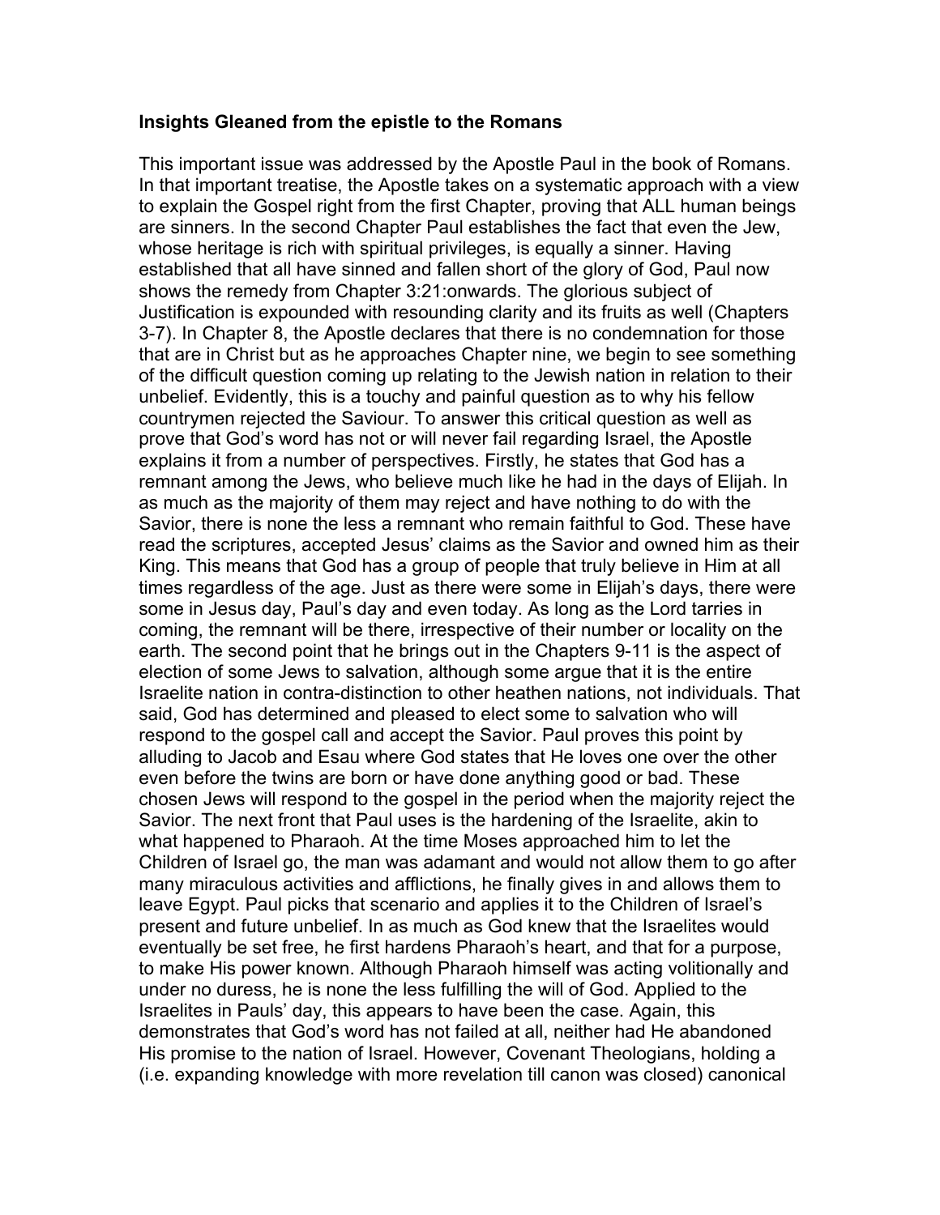**Insights Gleaned from the epistle to the Romans**

This important issue was addressed by the Apostle Paul in the book of Romans. In that important treatise, the Apostle takes on a systematic approach with a view to explain the Gospel right from the first Chapter, proving that ALL human beings are sinners. In the second Chapter Paul establishes the fact that even the Jew, whose heritage is rich with spiritual privileges, is equally a sinner. Having established that all have sinned and fallen short of the glory of God, Paul now shows the remedy from Chapter 3:21:onwards. The glorious subject of Justification is expounded with resounding clarity and its fruits as well (Chapters 3-7). In Chapter 8, the Apostle declares that there is no condemnation for those that are in Christ but as he approaches Chapter nine, we begin to see something of the difficult question coming up relating to the Jewish nation in relation to their unbelief. Evidently, this is a touchy and painful question as to why his fellow countrymen rejected the Saviour. To answer this critical question as well as prove that God's word has not or will never fail regarding Israel, the Apostle explains it from a number of perspectives. Firstly, he states that God has a remnant among the Jews, who believe much like he had in the days of Elijah. In as much as the majority of them may reject and have nothing to do with the Savior, there is none the less a remnant who remain faithful to God. These have read the scriptures, accepted Jesus' claims as the Savior and owned him as their King. This means that God has a group of people that truly believe in Him at all times regardless of the age. Just as there were some in Elijah's days, there were some in Jesus day, Paul's day and even today. As long as the Lord tarries in coming, the remnant will be there, irrespective of their number or locality on the earth. The second point that he brings out in the Chapters 9-11 is the aspect of election of some Jews to salvation, although some argue that it is the entire Israelite nation in contra-distinction to other heathen nations, not individuals. That said, God has determined and pleased to elect some to salvation who will respond to the gospel call and accept the Savior. Paul proves this point by alluding to Jacob and Esau where God states that He loves one over the other even before the twins are born or have done anything good or bad. These chosen Jews will respond to the gospel in the period when the majority reject the Savior. The next front that Paul uses is the hardening of the Israelite, akin to what happened to Pharaoh. At the time Moses approached him to let the Children of Israel go, the man was adamant and would not allow them to go after many miraculous activities and afflictions, he finally gives in and allows them to leave Egypt. Paul picks that scenario and applies it to the Children of Israel's present and future unbelief. In as much as God knew that the Israelites would eventually be set free, he first hardens Pharaoh's heart, and that for a purpose, to make His power known. Although Pharaoh himself was acting volitionally and under no duress, he is none the less fulfilling the will of God. Applied to the Israelites in Pauls' day, this appears to have been the case. Again, this demonstrates that God's word has not failed at all, neither had He abandoned His promise to the nation of Israel. However, Covenant Theologians, holding a (i.e. expanding knowledge with more revelation till canon was closed) canonical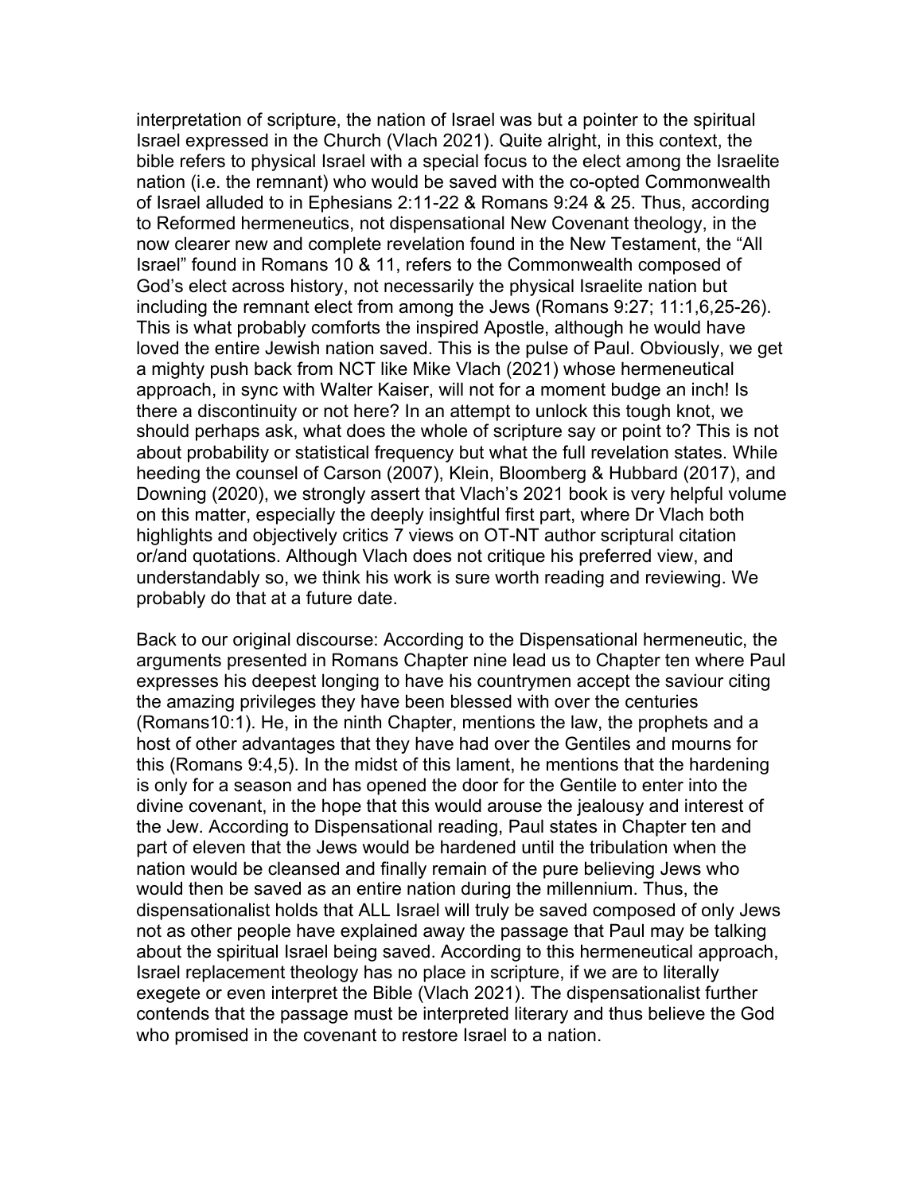interpretation of scripture, the nation of Israel was but a pointer to the spiritual Israel expressed in the Church (Vlach 2021). Quite alright, in this context, the bible refers to physical Israel with a special focus to the elect among the Israelite nation (i.e. the remnant) who would be saved with the co-opted Commonwealth of Israel alluded to in Ephesians 2:11-22 & Romans 9:24 & 25. Thus, according to Reformed hermeneutics, not dispensational New Covenant theology, in the now clearer new and complete revelation found in the New Testament, the "All Israel" found in Romans 10 & 11, refers to the Commonwealth composed of God's elect across history, not necessarily the physical Israelite nation but including the remnant elect from among the Jews (Romans 9:27; 11:1,6,25-26). This is what probably comforts the inspired Apostle, although he would have loved the entire Jewish nation saved. This is the pulse of Paul. Obviously, we get a mighty push back from NCT like Mike Vlach (2021) whose hermeneutical approach, in sync with Walter Kaiser, will not for a moment budge an inch! Is there a discontinuity or not here? In an attempt to unlock this tough knot, we should perhaps ask, what does the whole of scripture say or point to? This is not about probability or statistical frequency but what the full revelation states. While heeding the counsel of Carson (2007), Klein, Bloomberg & Hubbard (2017), and Downing (2020), we strongly assert that Vlach's 2021 book is very helpful volume on this matter, especially the deeply insightful first part, where Dr Vlach both highlights and objectively critics 7 views on OT-NT author scriptural citation or/and quotations. Although Vlach does not critique his preferred view, and understandably so, we think his work is sure worth reading and reviewing. We probably do that at a future date.

Back to our original discourse: According to the Dispensational hermeneutic, the arguments presented in Romans Chapter nine lead us to Chapter ten where Paul expresses his deepest longing to have his countrymen accept the saviour citing the amazing privileges they have been blessed with over the centuries (Romans10:1). He, in the ninth Chapter, mentions the law, the prophets and a host of other advantages that they have had over the Gentiles and mourns for this (Romans 9:4,5). In the midst of this lament, he mentions that the hardening is only for a season and has opened the door for the Gentile to enter into the divine covenant, in the hope that this would arouse the jealousy and interest of the Jew. According to Dispensational reading, Paul states in Chapter ten and part of eleven that the Jews would be hardened until the tribulation when the nation would be cleansed and finally remain of the pure believing Jews who would then be saved as an entire nation during the millennium. Thus, the dispensationalist holds that ALL Israel will truly be saved composed of only Jews not as other people have explained away the passage that Paul may be talking about the spiritual Israel being saved. According to this hermeneutical approach, Israel replacement theology has no place in scripture, if we are to literally exegete or even interpret the Bible (Vlach 2021). The dispensationalist further contends that the passage must be interpreted literary and thus believe the God who promised in the covenant to restore Israel to a nation.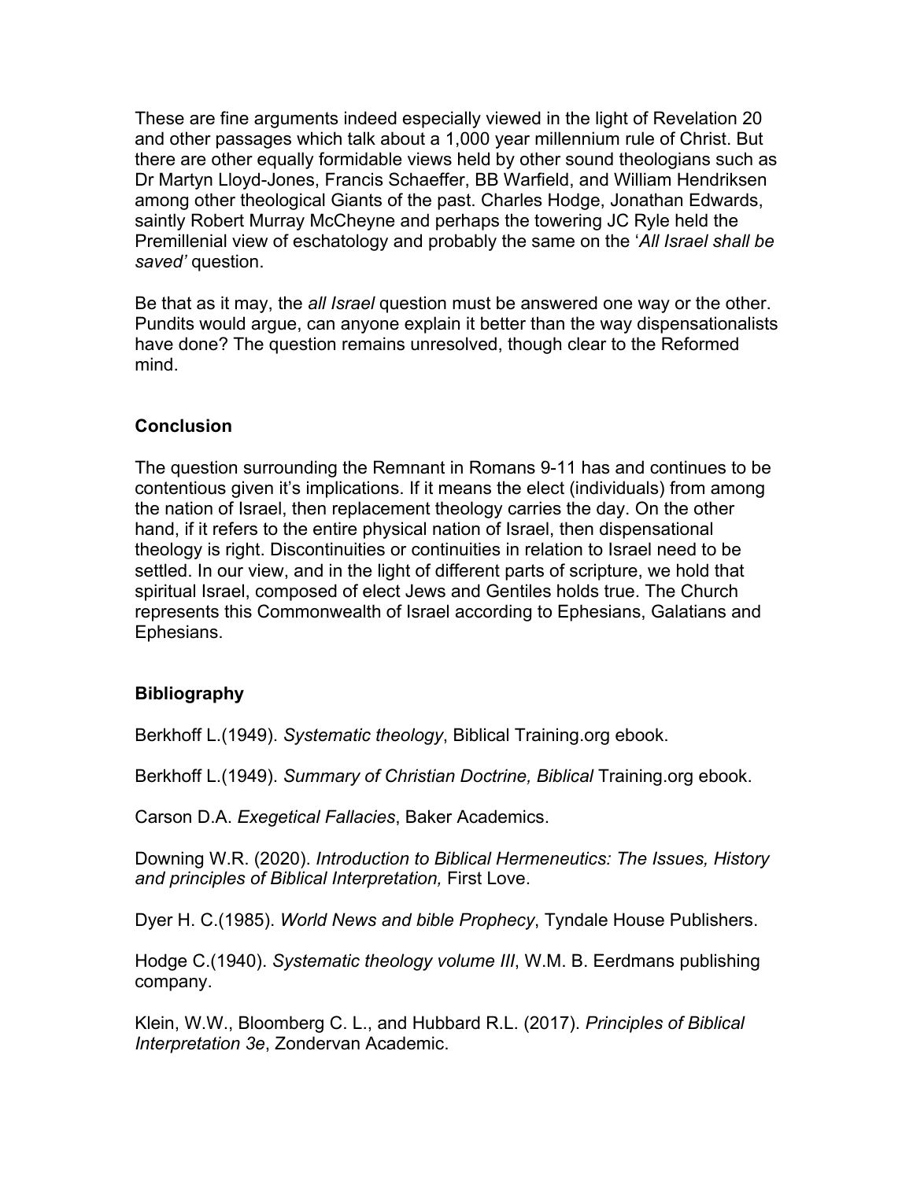These are fine arguments indeed especially viewed in the light of Revelation 20 and other passages which talk about a 1,000 year millennium rule of Christ. But there are other equally formidable views held by other sound theologians such as Dr Martyn Lloyd-Jones, Francis Schaeffer, BB Warfield, and William Hendriksen among other theological Giants of the past. Charles Hodge, Jonathan Edwards, saintly Robert Murray McCheyne and perhaps the towering JC Ryle held the Premillenial view of eschatology and probably the same on the '*All Israel shall be saved'* question.

Be that as it may, the *all Israel* question must be answered one way or the other. Pundits would argue, can anyone explain it better than the way dispensationalists have done? The question remains unresolved, though clear to the Reformed mind.

## Conclusion

The question surrounding the Remnant in Romans 9-11 has and continues to be contentious given it's implications. If it means the elect (individuals) from among the nation of Israel, then replacement theology carries the day. On the other hand, if it refers to the entire physical nation of Israel, then dispensational theology is right. Discontinuities or continuities in relation to Israel need to be settled. In our view, and in the light of different parts of scripture, we hold that spiritual Israel, composed of elect Jews and Gentiles holds true. The Church represents this Commonwealth of Israel according to Ephesians, Galatians and Ephesians.

## Bibliography

Berkhoff L.(1949). *Systematic theology*, Biblical Training.org ebook.

Berkhoff L.(1949). *Summary of Christian Doctrine, Biblical* Training.org ebook.

Carson D.A. *Exegetical Fallacies*, Baker Academics.

Downing W.R. (2020). *Introduction to Biblical Hermeneutics: The Issues, History and principles of Biblical Interpretation,* First Love.

Dyer H. C.(1985). *World News and bible Prophecy*, Tyndale House Publishers.

Hodge C.(1940). *Systematic theology volume III*, W.M. B. Eerdmans publishing company.

Klein, W.W., Bloomberg C. L., and Hubbard R.L. (2017). *Principles of Biblical Interpretation 3e*, Zondervan Academic.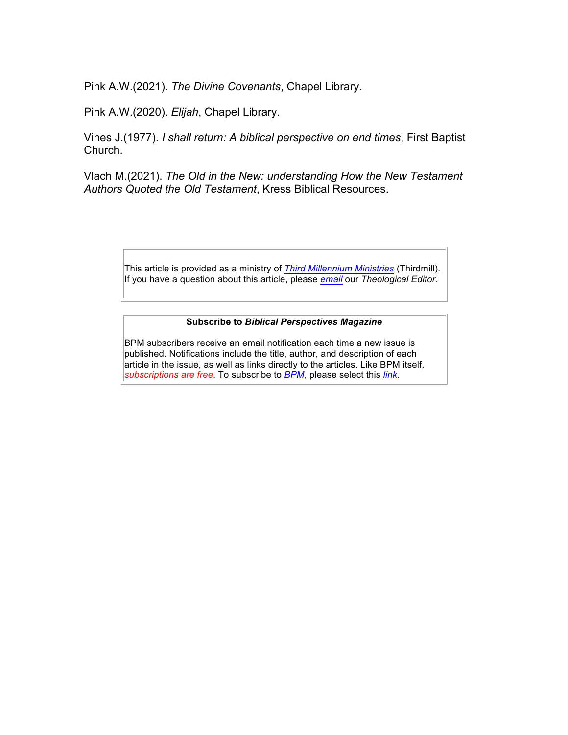Pink A.W.(2021). *The Divine Covenants*, Chapel Library.

Pink A.W.(2020). *Elijah*, Chapel Library.

Vines J.(1977). *I shall return: A biblical perspective on end times*, First Baptist Church.

Vlach M.(2021). *The Old in the New: understanding How the New Testament Authors Quoted the Old Testament*, Kress Biblical Resources.

This article is provided as a ministry of *Third Millennium Ministries* (Thirdmill). If you have a question about this article, please *email* our *Theological Editor*.

**Subscribe to *Biblical Perspectives Magazine***

BPM subscribers receive an email notification each time a new issue is published. Notifications include the title, author, and description of each article in the issue, as well as links directly to the articles. Like BPM itself, *subscriptions are free*. To subscribe to *BPM*, please select this *link*.